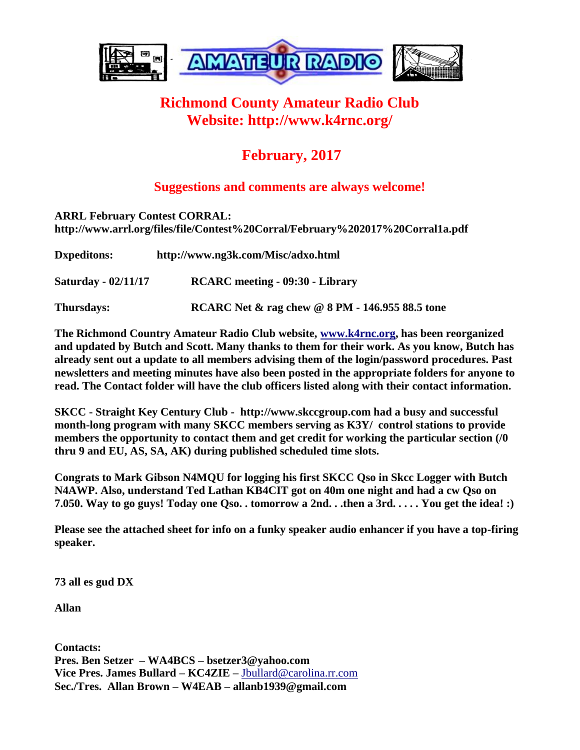# Richmond County Amateur Radio Club
# Website: http://www.k4rnc.org/

## February, 2017

### Suggestions and comments are always welcome!

**ARRL February Contest CORRAL:**
**http://www.arrl.org/files/file/Contest%20Corral/February%202017%20Corral1a.pdf**

**Dxpeditons:** **http://www.ng3k.com/Misc/adxo.html**

**Saturday - 02/11/17** **RCARC meeting - 09:30 - Library**

**Thursdays:** **RCARC Net & rag chew @ 8 PM - 146.955 88.5 tone**

**The Richmond Country Amateur Radio Club website, [www.k4rnc.org](http://www.k4rnc.org), has been reorganized and updated by Butch and Scott. Many thanks to them for their work. As you know, Butch has already sent out a update to all members advising them of the login/password procedures. Past newsletters and meeting minutes have also been posted in the appropriate folders for anyone to read. The Contact folder will have the club officers listed along with their contact information.**

**SKCC - Straight Key Century Club - http://www.skccgroup.com had a busy and successful month-long program with many SKCC members serving as K3Y/ control stations to provide members the opportunity to contact them and get credit for working the particular section (/0 thru 9 and EU, AS, SA, AK) during published scheduled time slots.**

**Congrats to Mark Gibson N4MQU for logging his first SKCC Qso in Skcc Logger with Butch N4AWP. Also, understand Ted Lathan KB4CIT got on 40m one night and had a cw Qso on 7.050. Way to go guys! Today one Qso. . tomorrow a 2nd. . .then a 3rd. . . . . You get the idea! :)**

**Please see the attached sheet for info on a funky speaker audio enhancer if you have a top-firing speaker.**

**73 all es gud DX**

**Allan**

**Contacts:**
**Pres. Ben Setzer – WA4BCS – bsetzer3@yahoo.com**
**Vice Pres. James Bullard – KC4ZIE –** [Jbullard@carolina.rr.com](mailto:Jbullard@carolina.rr.com)
**Sec./Tres. Allan Brown – W4EAB – allanb1939@gmail.com**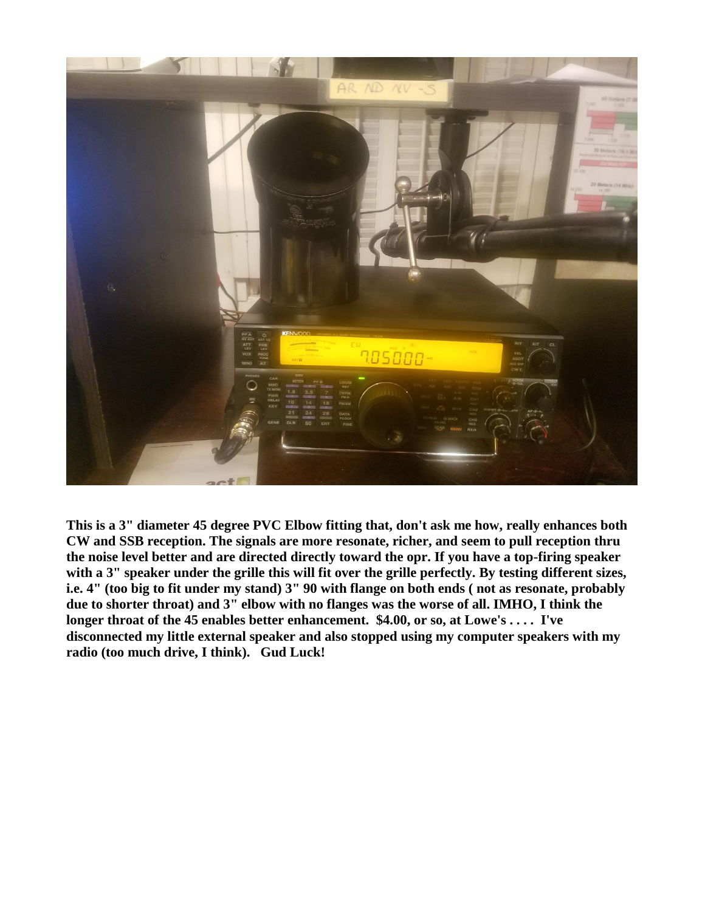**This is a 3" diameter 45 degree PVC Elbow fitting that, don't ask me how, really enhances both CW and SSB reception. The signals are more resonate, richer, and seem to pull reception thru the noise level better and are directed directly toward the opr. If you have a top-firing speaker with a 3" speaker under the grille this will fit over the grille perfectly. By testing different sizes, i.e. 4" (too big to fit under my stand) 3" 90 with flange on both ends ( not as resonate, probably due to shorter throat) and 3" elbow with no flanges was the worse of all. IMHO, I think the longer throat of the 45 enables better enhancement. $4.00, or so, at Lowe's . . . . I've disconnected my little external speaker and also stopped using my computer speakers with my radio (too much drive, I think). Gud Luck!**